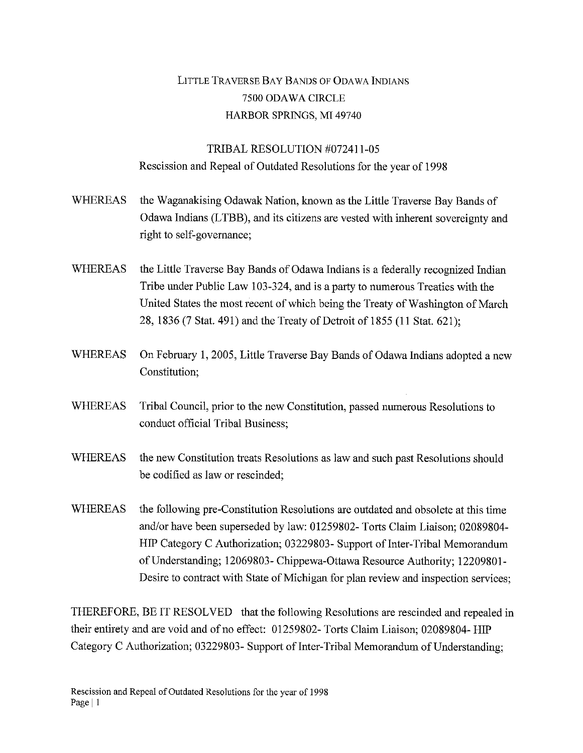LITTLE TRAVERSE BAY BANDS OF ODAWA INDIANS
7500 ODAWA CIRCLE
HARBOR SPRINGS, MI 49740

TRIBAL RESOLUTION #072411-05
Rescission and Repeal of Outdated Resolutions for the year of 1998

WHEREAS the Waganakising Odawak Nation, known as the Little Traverse Bay Bands of Odawa Indians (LTBB), and its citizens are vested with inherent sovereignty and right to self-governance;

WHEREAS the Little Traverse Bay Bands of Odawa Indians is a federally recognized Indian Tribe under Public Law 103-324, and is a party to numerous Treaties with the United States the most recent of which being the Treaty of Washington of March 28, 1836 (7 Stat. 491) and the Treaty of Detroit of 1855 (11 Stat. 621);

WHEREAS On February 1, 2005, Little Traverse Bay Bands of Odawa Indians adopted a new Constitution;

WHEREAS Tribal Council, prior to the new Constitution, passed numerous Resolutions to conduct official Tribal Business;

WHEREAS the new Constitution treats Resolutions as law and such past Resolutions should be codified as law or rescinded;

WHEREAS the following pre-Constitution Resolutions are outdated and obsolete at this time and/or have been superseded by law: 01259802- Torts Claim Liaison; 02089804- HIP Category C Authorization; 03229803- Support of Inter-Tribal Memorandum of Understanding; 12069803- Chippewa-Ottawa Resource Authority; 12209801- Desire to contract with State of Michigan for plan review and inspection services;

THEREFORE, BE IT RESOLVED that the following Resolutions are rescinded and repealed in their entirety and are void and of no effect: 01259802- Torts Claim Liaison; 02089804- HIP Category C Authorization; 03229803- Support of Inter-Tribal Memorandum of Understanding;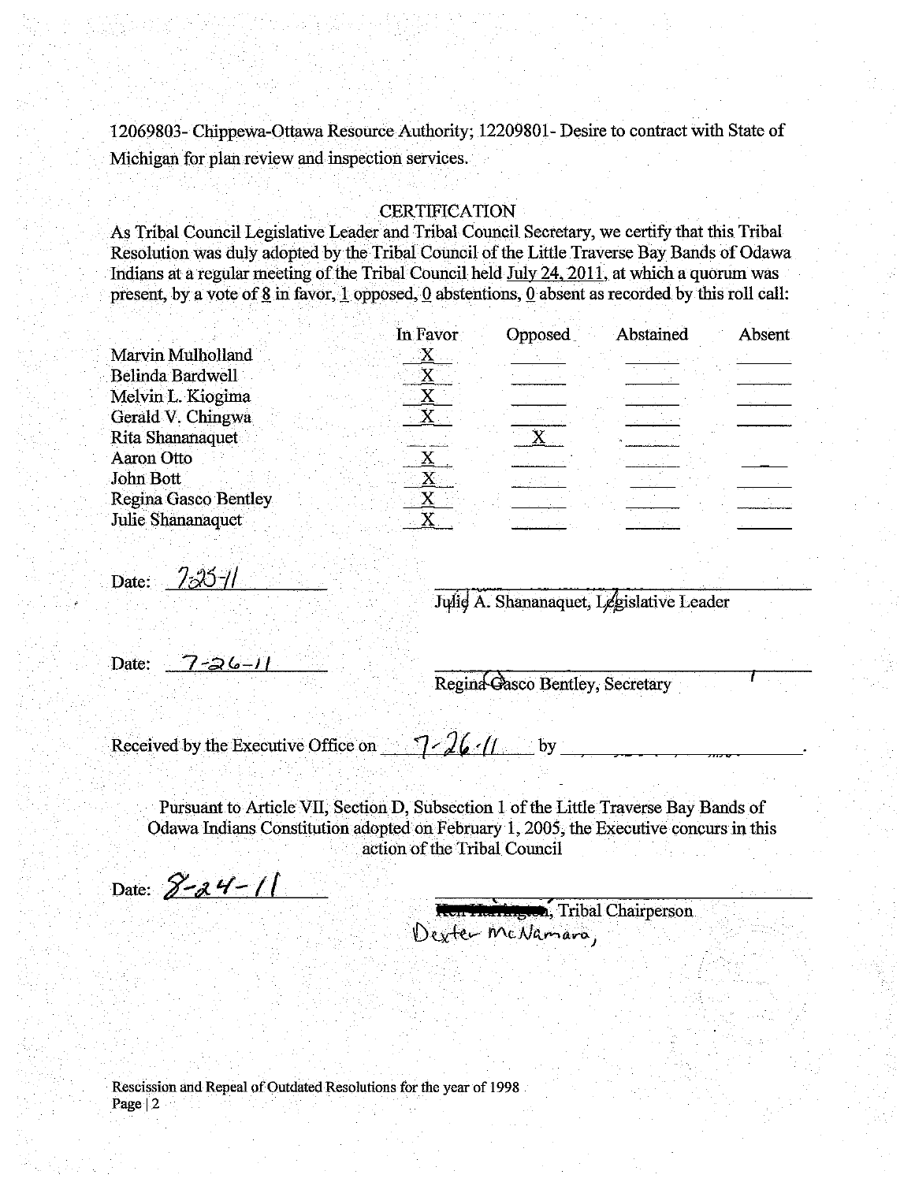12069803- Chippewa-Ottawa Resource Authority; 12209801- Desire to contract with State of Michigan for plan review and inspection services.

## CERTIFICATION

As Tribal Council Legislative Leader and Tribal Council Secretary, we certify that this Tribal Resolution was duly adopted by the Tribal Council of the Little Traverse Bay Bands of Odawa Indians at a regular meeting of the Tribal Council held July 24, 2011, at which a quorum was present, by a vote of 8 in favor, 1 opposed, 0 abstentions, 0 absent as recorded by this roll call:

| | In Favor | Opposed | Abstained | Absent |
|---|---|---|---|---|
| Marvin Mulholland | X | | | |
| Belinda Bardwell | X | | | |
| Melvin L. Kiogima | X | | | |
| Gerald V. Chingwa | X | | | |
| Rita Shananaquet | | X | | |
| Aaron Otto | X | | | |
| John Bott | X | | | |
| Regina Gasco Bentley | X | | | |
| Julie Shananaquet | X | | | |

Date: 7-25-11

Julie A. Shananaquet, Legislative Leader

Date: 7-26-11

Regina Gasco Bentley, Secretary

Received by the Executive Office on 7-26-11 by ____________.

Pursuant to Article VII, Section D, Subsection 1 of the Little Traverse Bay Bands of Odawa Indians Constitution adopted on February 1, 2005, the Executive concurs in this action of the Tribal Council

Date: 8-24-11

~~Ken Harrington~~, Tribal Chairperson
Dexter McNamara,

Rescission and Repeal of Outdated Resolutions for the year of 1998